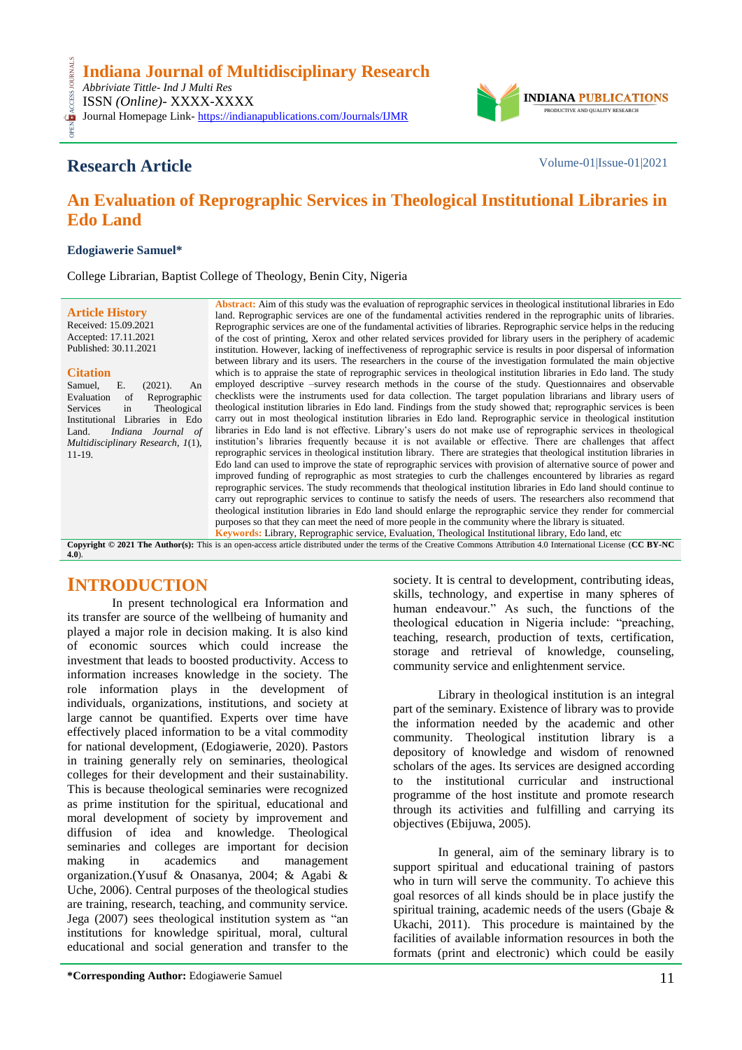# Indiana Journal of Multidisciplinary Research

*Abbriviate Tittle- Ind J Multi Res*
ISSN *(Online)*- XXXX-XXXX
Journal Homepage Link- https://indianapublications.com/Journals/IJMR

INDIANA PUBLICATIONS
PRODUCTIVE AND QUALITY RESEARCH

## Research Article

Volume-01|Issue-01|2021

# An Evaluation of Reprographic Services in Theological Institutional Libraries in Edo Land

**Edogiawerie Samuel***

College Librarian, Baptist College of Theology, Benin City, Nigeria

**Article History**
Received: 15.09.2021
Accepted: 17.11.2021
Published: 30.11.2021

**Citation**
Samuel, E. (2021). An Evaluation of Reprographic Services in Theological Institutional Libraries in Edo Land. *Indiana Journal of Multidisciplinary Research, 1*(1), 11-19.

**Abstract:** Aim of this study was the evaluation of reprographic services in theological institutional libraries in Edo land. Reprographic services are one of the fundamental activities rendered in the reprographic units of libraries. Reprographic services are one of the fundamental activities of libraries. Reprographic service helps in the reducing of the cost of printing, Xerox and other related services provided for library users in the periphery of academic institution. However, lacking of ineffectiveness of reprographic service is results in poor dispersal of information between library and its users. The researchers in the course of the investigation formulated the main objective which is to appraise the state of reprographic services in theological institution libraries in Edo land. The study employed descriptive –survey research methods in the course of the study. Questionnaires and observable checklists were the instruments used for data collection. The target population librarians and library users of theological institution libraries in Edo land. Findings from the study showed that; reprographic services is been carry out in most theological institution libraries in Edo land. Reprographic service in theological institution libraries in Edo land is not effective. Library's users do not make use of reprographic services in theological institution's libraries frequently because it is not available or effective. There are challenges that affect reprographic services in theological institution library. There are strategies that theological institution libraries in Edo land can used to improve the state of reprographic services with provision of alternative source of power and improved funding of reprographic as most strategies to curb the challenges encountered by libraries as regard reprographic services. The study recommends that theological institution libraries in Edo land should continue to carry out reprographic services to continue to satisfy the needs of users. The researchers also recommend that theological institution libraries in Edo land should enlarge the reprographic service they render for commercial purposes so that they can meet the need of more people in the community where the library is situated.

**Keywords:** Library, Reprographic service, Evaluation, Theological Institutional library, Edo land, etc

**Copyright © 2021 The Author(s):** This is an open-access article distributed under the terms of the Creative Commons Attribution 4.0 International License (**CC BY-NC 4.0**).

## INTRODUCTION

In present technological era Information and its transfer are source of the wellbeing of humanity and played a major role in decision making. It is also kind of economic sources which could increase the investment that leads to boosted productivity. Access to information increases knowledge in the society. The role information plays in the development of individuals, organizations, institutions, and society at large cannot be quantified. Experts over time have effectively placed information to be a vital commodity for national development, (Edogiawerie, 2020). Pastors in training generally rely on seminaries, theological colleges for their development and their sustainability. This is because theological seminaries were recognized as prime institution for the spiritual, educational and moral development of society by improvement and diffusion of idea and knowledge. Theological seminaries and colleges are important for decision making in academics and management organization.(Yusuf & Onasanya, 2004; & Agabi & Uche, 2006). Central purposes of the theological studies are training, research, teaching, and community service. Jega (2007) sees theological institution system as "an institutions for knowledge spiritual, moral, cultural educational and social generation and transfer to the society. It is central to development, contributing ideas, skills, technology, and expertise in many spheres of human endeavour." As such, the functions of the theological education in Nigeria include: "preaching, teaching, research, production of texts, certification, storage and retrieval of knowledge, counseling, community service and enlightenment service.

Library in theological institution is an integral part of the seminary. Existence of library was to provide the information needed by the academic and other community. Theological institution library is a depository of knowledge and wisdom of renowned scholars of the ages. Its services are designed according to the institutional curricular and instructional programme of the host institute and promote research through its activities and fulfilling and carrying its objectives (Ebijuwa, 2005).

In general, aim of the seminary library is to support spiritual and educational training of pastors who in turn will serve the community. To achieve this goal resorces of all kinds should be in place justify the spiritual training, academic needs of the users (Gbaje & Ukachi, 2011). This procedure is maintained by the facilities of available information resources in both the formats (print and electronic) which could be easily

**\*Corresponding Author:** Edogiawerie Samuel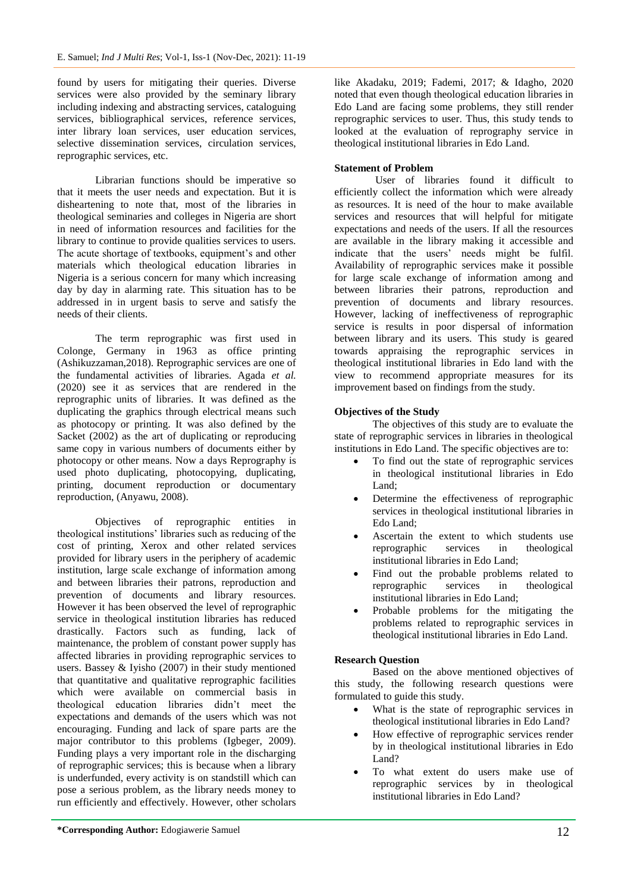found by users for mitigating their queries. Diverse services were also provided by the seminary library including indexing and abstracting services, cataloguing services, bibliographical services, reference services, inter library loan services, user education services, selective dissemination services, circulation services, reprographic services, etc.

Librarian functions should be imperative so that it meets the user needs and expectation. But it is disheartening to note that, most of the libraries in theological seminaries and colleges in Nigeria are short in need of information resources and facilities for the library to continue to provide qualities services to users. The acute shortage of textbooks, equipment's and other materials which theological education libraries in Nigeria is a serious concern for many which increasing day by day in alarming rate. This situation has to be addressed in in urgent basis to serve and satisfy the needs of their clients.

The term reprographic was first used in Colonge, Germany in 1963 as office printing (Ashikuzzaman,2018). Reprographic services are one of the fundamental activities of libraries. Agada *et al.* (2020) see it as services that are rendered in the reprographic units of libraries. It was defined as the duplicating the graphics through electrical means such as photocopy or printing. It was also defined by the Sacket (2002) as the art of duplicating or reproducing same copy in various numbers of documents either by photocopy or other means. Now a days Reprography is used photo duplicating, photocopying, duplicating, printing, document reproduction or documentary reproduction, (Anyawu, 2008).

Objectives of reprographic entities in theological institutions' libraries such as reducing of the cost of printing, Xerox and other related services provided for library users in the periphery of academic institution, large scale exchange of information among and between libraries their patrons, reproduction and prevention of documents and library resources. However it has been observed the level of reprographic service in theological institution libraries has reduced drastically. Factors such as funding, lack of maintenance, the problem of constant power supply has affected libraries in providing reprographic services to users. Bassey & Iyisho (2007) in their study mentioned that quantitative and qualitative reprographic facilities which were available on commercial basis in theological education libraries didn't meet the expectations and demands of the users which was not encouraging. Funding and lack of spare parts are the major contributor to this problems (Igbeger, 2009). Funding plays a very important role in the discharging of reprographic services; this is because when a library is underfunded, every activity is on standstill which can pose a serious problem, as the library needs money to run efficiently and effectively. However, other scholars like Akadaku, 2019; Fademi, 2017; & Idagho, 2020 noted that even though theological education libraries in Edo Land are facing some problems, they still render reprographic services to user. Thus, this study tends to looked at the evaluation of reprography service in theological institutional libraries in Edo Land.

**Statement of Problem**

User of libraries found it difficult to efficiently collect the information which were already as resources. It is need of the hour to make available services and resources that will helpful for mitigate expectations and needs of the users. If all the resources are available in the library making it accessible and indicate that the users' needs might be fulfil. Availability of reprographic services make it possible for large scale exchange of information among and between libraries their patrons, reproduction and prevention of documents and library resources. However, lacking of ineffectiveness of reprographic service is results in poor dispersal of information between library and its users. This study is geared towards appraising the reprographic services in theological institutional libraries in Edo land with the view to recommend appropriate measures for its improvement based on findings from the study.

**Objectives of the Study**

The objectives of this study are to evaluate the state of reprographic services in libraries in theological institutions in Edo Land. The specific objectives are to:

- To find out the state of reprographic services in theological institutional libraries in Edo Land;
- Determine the effectiveness of reprographic services in theological institutional libraries in Edo Land;
- Ascertain the extent to which students use reprographic services in theological institutional libraries in Edo Land;
- Find out the probable problems related to reprographic services in theological institutional libraries in Edo Land;
- Probable problems for the mitigating the problems related to reprographic services in theological institutional libraries in Edo Land.

**Research Question**

Based on the above mentioned objectives of this study, the following research questions were formulated to guide this study.

- What is the state of reprographic services in theological institutional libraries in Edo Land?
- How effective of reprographic services render by in theological institutional libraries in Edo Land?
- To what extent do users make use of reprographic services by in theological institutional libraries in Edo Land?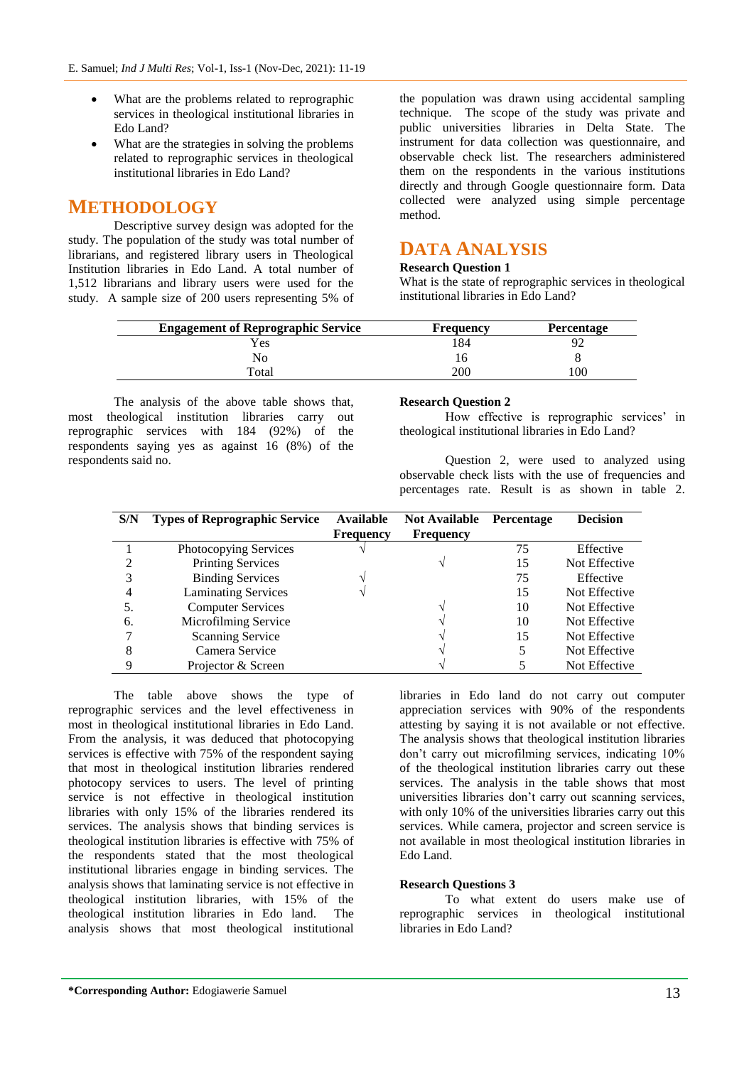- What are the problems related to reprographic services in theological institutional libraries in Edo Land?
- What are the strategies in solving the problems related to reprographic services in theological institutional libraries in Edo Land?

## METHODOLOGY

Descriptive survey design was adopted for the study. The population of the study was total number of librarians, and registered library users in Theological Institution libraries in Edo Land. A total number of 1,512 librarians and library users were used for the study. A sample size of 200 users representing 5% of the population was drawn using accidental sampling technique. The scope of the study was private and public universities libraries in Delta State. The instrument for data collection was questionnaire, and observable check list. The researchers administered them on the respondents in the various institutions directly and through Google questionnaire form. Data collected were analyzed using simple percentage method.

## DATA ANALYSIS

**Research Question 1**

What is the state of reprographic services in theological institutional libraries in Edo Land?

| Engagement of Reprographic Service | Frequency | Percentage |
|---|---|---|
| Yes | 184 | 92 |
| No | 16 | 8 |
| Total | 200 | 100 |

The analysis of the above table shows that, most theological institution libraries carry out reprographic services with 184 (92%) of the respondents saying yes as against 16 (8%) of the respondents said no.

**Research Question 2**

How effective is reprographic services' in theological institutional libraries in Edo Land?

Question 2, were used to analyzed using observable check lists with the use of frequencies and percentages rate. Result is as shown in table 2.

| S/N | Types of Reprographic Service | Available Frequency | Not Available Frequency | Percentage | Decision |
|---|---|---|---|---|---|
| 1 | Photocopying Services | √ | | 75 | Effective |
| 2 | Printing Services | | √ | 15 | Not Effective |
| 3 | Binding Services | √ | | 75 | Effective |
| 4 | Laminating Services | √ | | 15 | Not Effective |
| 5. | Computer Services | | √ | 10 | Not Effective |
| 6. | Microfilming Service | | √ | 10 | Not Effective |
| 7 | Scanning Service | | √ | 15 | Not Effective |
| 8 | Camera Service | | √ | 5 | Not Effective |
| 9 | Projector & Screen | | √ | 5 | Not Effective |

The table above shows the type of reprographic services and the level effectiveness in most in theological institutional libraries in Edo Land. From the analysis, it was deduced that photocopying services is effective with 75% of the respondent saying that most in theological institution libraries rendered photocopy services to users. The level of printing service is not effective in theological institution libraries with only 15% of the libraries rendered its services. The analysis shows that binding services is theological institution libraries is effective with 75% of the respondents stated that the most theological institutional libraries engage in binding services. The analysis shows that laminating service is not effective in theological institution libraries, with 15% of the theological institution libraries in Edo land. The analysis shows that most theological institutional libraries in Edo land do not carry out computer appreciation services with 90% of the respondents attesting by saying it is not available or not effective. The analysis shows that theological institution libraries don't carry out microfilming services, indicating 10% of the theological institution libraries carry out these services. The analysis in the table shows that most universities libraries don't carry out scanning services, with only 10% of the universities libraries carry out this services. While camera, projector and screen service is not available in most theological institution libraries in Edo Land.

**Research Questions 3**

To what extent do users make use of reprographic services in theological institutional libraries in Edo Land?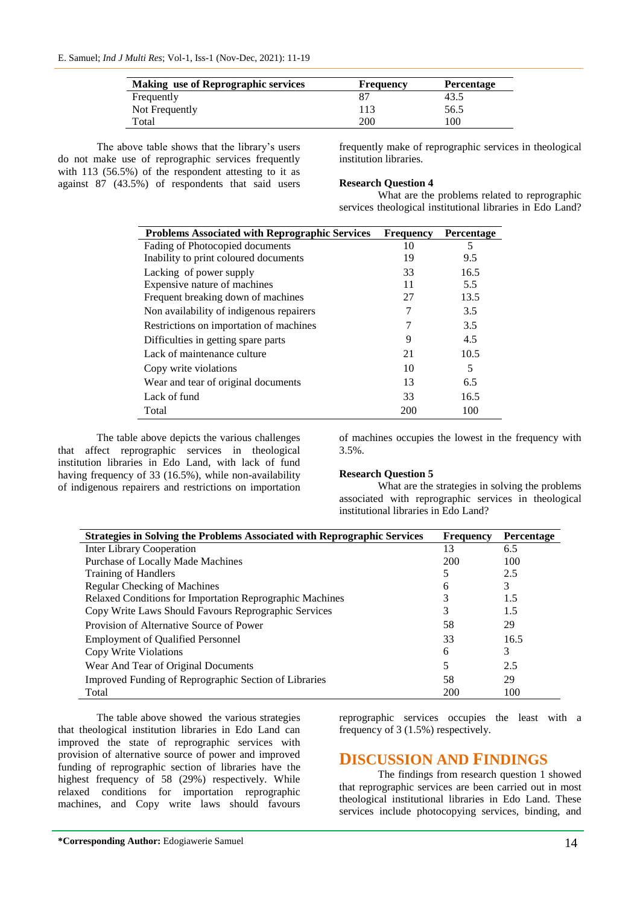| Making use of Reprographic services | Frequency | Percentage |
|---|---|---|
| Frequently | 87 | 43.5 |
| Not Frequently | 113 | 56.5 |
| Total | 200 | 100 |

The above table shows that the library's users do not make use of reprographic services frequently with 113 (56.5%) of the respondent attesting to it as against 87 (43.5%) of respondents that said users frequently make of reprographic services in theological institution libraries.

**Research Question 4**

What are the problems related to reprographic services theological institutional libraries in Edo Land?

| Problems Associated with Reprographic Services | Frequency | Percentage |
|---|---|---|
| Fading of Photocopied documents | 10 | 5 |
| Inability to print coloured documents | 19 | 9.5 |
| Lacking of power supply | 33 | 16.5 |
| Expensive nature of machines | 11 | 5.5 |
| Frequent breaking down of machines | 27 | 13.5 |
| Non availability of indigenous repairers | 7 | 3.5 |
| Restrictions on importation of machines | 7 | 3.5 |
| Difficulties in getting spare parts | 9 | 4.5 |
| Lack of maintenance culture | 21 | 10.5 |
| Copy write violations | 10 | 5 |
| Wear and tear of original documents | 13 | 6.5 |
| Lack of fund | 33 | 16.5 |
| Total | 200 | 100 |

The table above depicts the various challenges that affect reprographic services in theological institution libraries in Edo Land, with lack of fund having frequency of 33 (16.5%), while non-availability of indigenous repairers and restrictions on importation of machines occupies the lowest in the frequency with 3.5%.

**Research Question 5**

What are the strategies in solving the problems associated with reprographic services in theological institutional libraries in Edo Land?

| Strategies in Solving the Problems Associated with Reprographic Services | Frequency | Percentage |
|---|---|---|
| Inter Library Cooperation | 13 | 6.5 |
| Purchase of Locally Made Machines | 200 | 100 |
| Training of Handlers | 5 | 2.5 |
| Regular Checking of Machines | 6 | 3 |
| Relaxed Conditions for Importation Reprographic Machines | 3 | 1.5 |
| Copy Write Laws Should Favours Reprographic Services | 3 | 1.5 |
| Provision of Alternative Source of Power | 58 | 29 |
| Employment of Qualified Personnel | 33 | 16.5 |
| Copy Write Violations | 6 | 3 |
| Wear And Tear of Original Documents | 5 | 2.5 |
| Improved Funding of Reprographic Section of Libraries | 58 | 29 |
| Total | 200 | 100 |

The table above showed the various strategies that theological institution libraries in Edo Land can improved the state of reprographic services with provision of alternative source of power and improved funding of reprographic section of libraries have the highest frequency of 58 (29%) respectively. While relaxed conditions for importation reprographic machines, and Copy write laws should favours reprographic services occupies the least with a frequency of 3 (1.5%) respectively.

## DISCUSSION AND FINDINGS

The findings from research question 1 showed that reprographic services are been carried out in most theological institutional libraries in Edo Land. These services include photocopying services, binding, and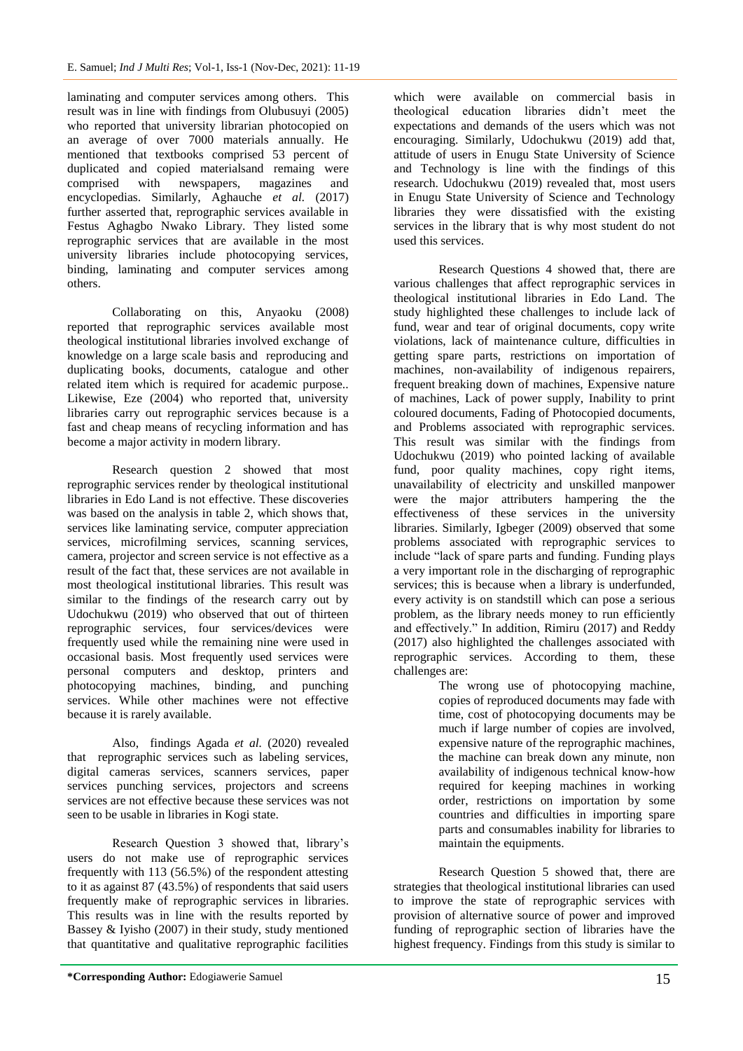laminating and computer services among others. This result was in line with findings from Olubusuyi (2005) who reported that university librarian photocopied on an average of over 7000 materials annually. He mentioned that textbooks comprised 53 percent of duplicated and copied materialsand remaing were comprised with newspapers, magazines and encyclopedias. Similarly, Aghauche *et al.* (2017) further asserted that, reprographic services available in Festus Aghagbo Nwako Library. They listed some reprographic services that are available in the most university libraries include photocopying services, binding, laminating and computer services among others.

Collaborating on this, Anyaoku (2008) reported that reprographic services available most theological institutional libraries involved exchange of knowledge on a large scale basis and reproducing and duplicating books, documents, catalogue and other related item which is required for academic purpose.. Likewise, Eze (2004) who reported that, university libraries carry out reprographic services because is a fast and cheap means of recycling information and has become a major activity in modern library.

Research question 2 showed that most reprographic services render by theological institutional libraries in Edo Land is not effective. These discoveries was based on the analysis in table 2, which shows that, services like laminating service, computer appreciation services, microfilming services, scanning services, camera, projector and screen service is not effective as a result of the fact that, these services are not available in most theological institutional libraries. This result was similar to the findings of the research carry out by Udochukwu (2019) who observed that out of thirteen reprographic services, four services/devices were frequently used while the remaining nine were used in occasional basis. Most frequently used services were personal computers and desktop, printers and photocopying machines, binding, and punching services. While other machines were not effective because it is rarely available.

Also, findings Agada *et al.* (2020) revealed that reprographic services such as labeling services, digital cameras services, scanners services, paper services punching services, projectors and screens services are not effective because these services was not seen to be usable in libraries in Kogi state.

Research Question 3 showed that, library's users do not make use of reprographic services frequently with 113 (56.5%) of the respondent attesting to it as against 87 (43.5%) of respondents that said users frequently make of reprographic services in libraries. This results was in line with the results reported by Bassey & Iyisho (2007) in their study, study mentioned that quantitative and qualitative reprographic facilities which were available on commercial basis in theological education libraries didn't meet the expectations and demands of the users which was not encouraging. Similarly, Udochukwu (2019) add that, attitude of users in Enugu State University of Science and Technology is line with the findings of this research. Udochukwu (2019) revealed that, most users in Enugu State University of Science and Technology libraries they were dissatisfied with the existing services in the library that is why most student do not used this services.

Research Questions 4 showed that, there are various challenges that affect reprographic services in theological institutional libraries in Edo Land. The study highlighted these challenges to include lack of fund, wear and tear of original documents, copy write violations, lack of maintenance culture, difficulties in getting spare parts, restrictions on importation of machines, non-availability of indigenous repairers, frequent breaking down of machines, Expensive nature of machines, Lack of power supply, Inability to print coloured documents, Fading of Photocopied documents, and Problems associated with reprographic services. This result was similar with the findings from Udochukwu (2019) who pointed lacking of available fund, poor quality machines, copy right items, unavailability of electricity and unskilled manpower were the major attributers hampering the the effectiveness of these services in the university libraries. Similarly, Igbeger (2009) observed that some problems associated with reprographic services to include "lack of spare parts and funding. Funding plays a very important role in the discharging of reprographic services; this is because when a library is underfunded, every activity is on standstill which can pose a serious problem, as the library needs money to run efficiently and effectively." In addition, Rimiru (2017) and Reddy (2017) also highlighted the challenges associated with reprographic services. According to them, these challenges are:

> The wrong use of photocopying machine, copies of reproduced documents may fade with time, cost of photocopying documents may be much if large number of copies are involved, expensive nature of the reprographic machines, the machine can break down any minute, non availability of indigenous technical know-how required for keeping machines in working order, restrictions on importation by some countries and difficulties in importing spare parts and consumables inability for libraries to maintain the equipments.

Research Question 5 showed that, there are strategies that theological institutional libraries can used to improve the state of reprographic services with provision of alternative source of power and improved funding of reprographic section of libraries have the highest frequency. Findings from this study is similar to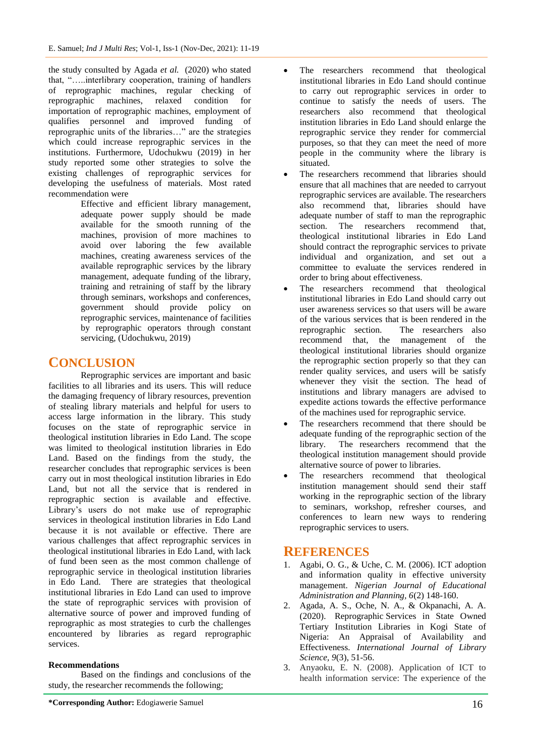the study consulted by Agada *et al.* (2020) who stated that, "…..interlibrary cooperation, training of handlers of reprographic machines, regular checking of reprographic machines, relaxed condition for importation of reprographic machines, employment of qualifies personnel and improved funding of reprographic units of the libraries…" are the strategies which could increase reprographic services in the institutions. Furthermore, Udochukwu (2019) in her study reported some other strategies to solve the existing challenges of reprographic services for developing the usefulness of materials. Most rated recommendation were

> Effective and efficient library management, adequate power supply should be made available for the smooth running of the machines, provision of more machines to avoid over laboring the few available machines, creating awareness services of the available reprographic services by the library management, adequate funding of the library, training and retraining of staff by the library through seminars, workshops and conferences, government should provide policy on reprographic services, maintenance of facilities by reprographic operators through constant servicing, (Udochukwu, 2019)

# CONCLUSION

Reprographic services are important and basic facilities to all libraries and its users. This will reduce the damaging frequency of library resources, prevention of stealing library materials and helpful for users to access large information in the library. This study focuses on the state of reprographic service in theological institution libraries in Edo Land. The scope was limited to theological institution libraries in Edo Land. Based on the findings from the study, the researcher concludes that reprographic services is been carry out in most theological institution libraries in Edo Land, but not all the service that is rendered in reprographic section is available and effective. Library's users do not make use of reprographic services in theological institution libraries in Edo Land because it is not available or effective. There are various challenges that affect reprographic services in theological institutional libraries in Edo Land, with lack of fund been seen as the most common challenge of reprographic service in theological institution libraries in Edo Land. There are strategies that theological institutional libraries in Edo Land can used to improve the state of reprographic services with provision of alternative source of power and improved funding of reprographic as most strategies to curb the challenges encountered by libraries as regard reprographic services.

**Recommendations**

Based on the findings and conclusions of the study, the researcher recommends the following;

- The researchers recommend that theological institutional libraries in Edo Land should continue to carry out reprographic services in order to continue to satisfy the needs of users. The researchers also recommend that theological institution libraries in Edo Land should enlarge the reprographic service they render for commercial purposes, so that they can meet the need of more people in the community where the library is situated.
- The researchers recommend that libraries should ensure that all machines that are needed to carryout reprographic services are available. The researchers also recommend that, libraries should have adequate number of staff to man the reprographic section. The researchers recommend that, theological institutional libraries in Edo Land should contract the reprographic services to private individual and organization, and set out a committee to evaluate the services rendered in order to bring about effectiveness.
- The researchers recommend that theological institutional libraries in Edo Land should carry out user awareness services so that users will be aware of the various services that is been rendered in the reprographic section. The researchers also recommend that, the management of the theological institutional libraries should organize the reprographic section properly so that they can render quality services, and users will be satisfy whenever they visit the section. The head of institutions and library managers are advised to expedite actions towards the effective performance of the machines used for reprographic service.
- The researchers recommend that there should be adequate funding of the reprographic section of the library. The researchers recommend that the theological institution management should provide alternative source of power to libraries.
- The researchers recommend that theological institution management should send their staff working in the reprographic section of the library to seminars, workshop, refresher courses, and conferences to learn new ways to rendering reprographic services to users.

# REFERENCES

1. Agabi, O. G., & Uche, C. M. (2006). ICT adoption and information quality in effective university management. *Nigerian Journal of Educational Administration and Planning, 6*(2) 148-160.
2. Agada, A. S., Oche, N. A., & Okpanachi, A. A. (2020). Reprographic Services in State Owned Tertiary Institution Libraries in Kogi State of Nigeria: An Appraisal of Availability and Effectiveness. *International Journal of Library Science, 9*(3), 51-56.
3. Anyaoku, E. N. (2008). Application of ICT to health information service: The experience of the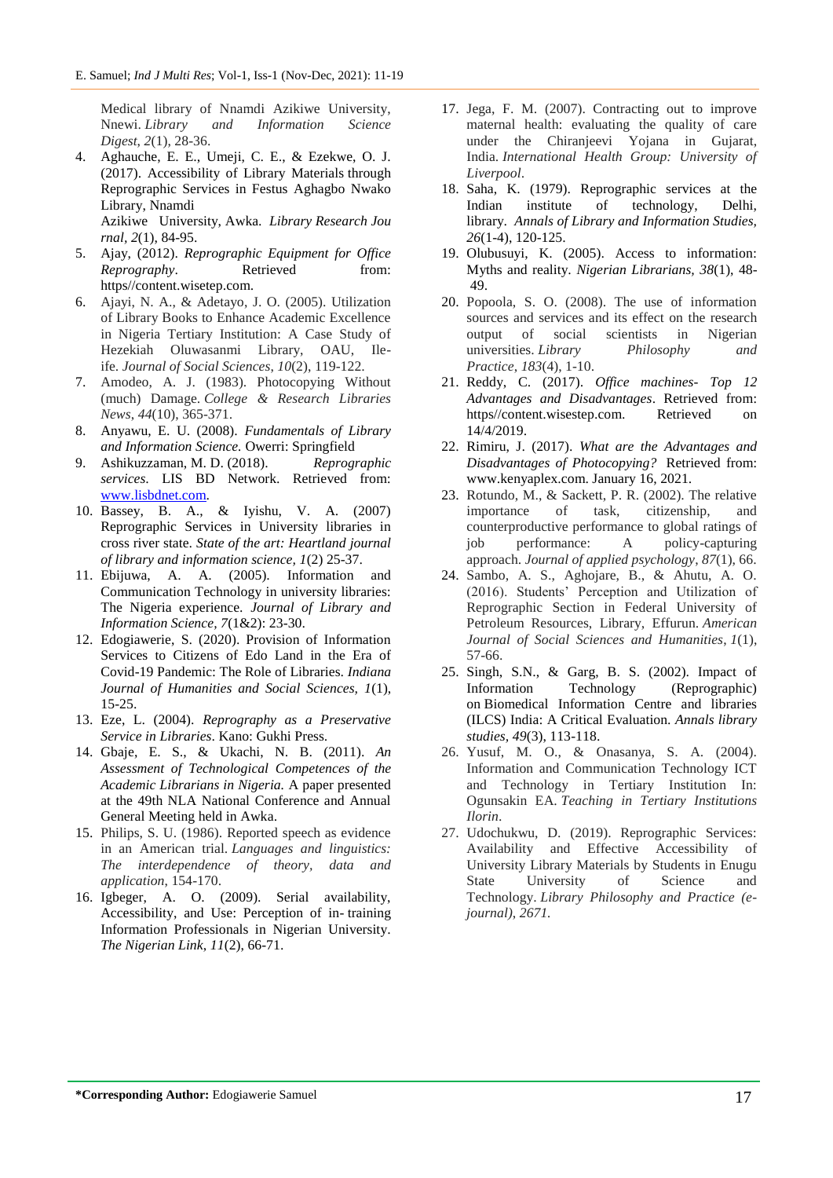Medical library of Nnamdi Azikiwe University, Nnewi. *Library and Information Science Digest*, *2*(1), 28-36.

4. Aghauche, E. E., Umeji, C. E., & Ezekwe, O. J. (2017). Accessibility of Library Materials through Reprographic Services in Festus Aghagbo Nwako Library, Nnamdi Azikiwe University, Awka. *Library Research Journal*, *2*(1), 84-95.
5. Ajay, (2012). *Reprographic Equipment for Office Reprography*. Retrieved from: https//content.wisetep.com.
6. Ajayi, N. A., & Adetayo, J. O. (2005). Utilization of Library Books to Enhance Academic Excellence in Nigeria Tertiary Institution: A Case Study of Hezekiah Oluwasanmi Library, OAU, Ile-ife. *Journal of Social Sciences*, *10*(2), 119-122.
7. Amodeo, A. J. (1983). Photocopying Without (much) Damage. *College & Research Libraries News*, *44*(10), 365-371.
8. Anyawu, E. U. (2008). *Fundamentals of Library and Information Science.* Owerri: Springfield
9. Ashikuzzaman, M. D. (2018). *Reprographic services.* LIS BD Network. Retrieved from: www.lisbdnet.com.
10. Bassey, B. A., & Iyishu, V. A. (2007) Reprographic Services in University libraries in cross river state. *State of the art: Heartland journal of library and information science, 1*(2) 25-37.
11. Ebijuwa, A. A. (2005). Information and Communication Technology in university libraries: The Nigeria experience. *Journal of Library and Information Science, 7*(1&2): 23-30.
12. Edogiawerie, S. (2020). Provision of Information Services to Citizens of Edo Land in the Era of Covid-19 Pandemic: The Role of Libraries. *Indiana Journal of Humanities and Social Sciences, 1*(1), 15-25.
13. Eze, L. (2004). *Reprography as a Preservative Service in Libraries*. Kano: Gukhi Press.
14. Gbaje, E. S., & Ukachi, N. B. (2011). *An Assessment of Technological Competences of the Academic Librarians in Nigeria.* A paper presented at the 49th NLA National Conference and Annual General Meeting held in Awka.
15. Philips, S. U. (1986). Reported speech as evidence in an American trial. *Languages and linguistics: The interdependence of theory, data and application*, 154-170.
16. Igbeger, A. O. (2009). Serial availability, Accessibility, and Use: Perception of in- training Information Professionals in Nigerian University. *The Nigerian Link*, *11*(2), 66-71.
17. Jega, F. M. (2007). Contracting out to improve maternal health: evaluating the quality of care under the Chiranjeevi Yojana in Gujarat, India. *International Health Group: University of Liverpool*.
18. Saha, K. (1979). Reprographic services at the Indian institute of technology, Delhi, library. *Annals of Library and Information Studies, 26*(1-4), 120-125.
19. Olubusuyi, K. (2005). Access to information: Myths and reality. *Nigerian Librarians, 38*(1), 48-49.
20. Popoola, S. O. (2008). The use of information sources and services and its effect on the research output of social scientists in Nigerian universities. *Library Philosophy and Practice*, *183*(4), 1-10.
21. Reddy, C. (2017). *Office machines- Top 12 Advantages and Disadvantages*. Retrieved from: https//content.wisestep.com. Retrieved on 14/4/2019.
22. Rimiru, J. (2017). *What are the Advantages and Disadvantages of Photocopying?* Retrieved from: www.kenyaplex.com. January 16, 2021.
23. Rotundo, M., & Sackett, P. R. (2002). The relative importance of task, citizenship, and counterproductive performance to global ratings of job performance: A policy-capturing approach. *Journal of applied psychology*, *87*(1), 66.
24. Sambo, A. S., Aghojare, B., & Ahutu, A. O. (2016). Students' Perception and Utilization of Reprographic Section in Federal University of Petroleum Resources, Library, Effurun. *American Journal of Social Sciences and Humanities*, *1*(1), 57-66.
25. Singh, S.N., & Garg, B. S. (2002). Impact of Information Technology (Reprographic) on Biomedical Information Centre and libraries (ILCS) India: A Critical Evaluation. *Annals library studies*, *49*(3), 113-118.
26. Yusuf, M. O., & Onasanya, S. A. (2004). Information and Communication Technology ICT and Technology in Tertiary Institution In: Ogunsakin EA. *Teaching in Tertiary Institutions Ilorin*.
27. Udochukwu, D. (2019). Reprographic Services: Availability and Effective Accessibility of University Library Materials by Students in Enugu State University of Science and Technology. *Library Philosophy and Practice (e-journal)*, *2671.*

**\*Corresponding Author:** Edogiawerie Samuel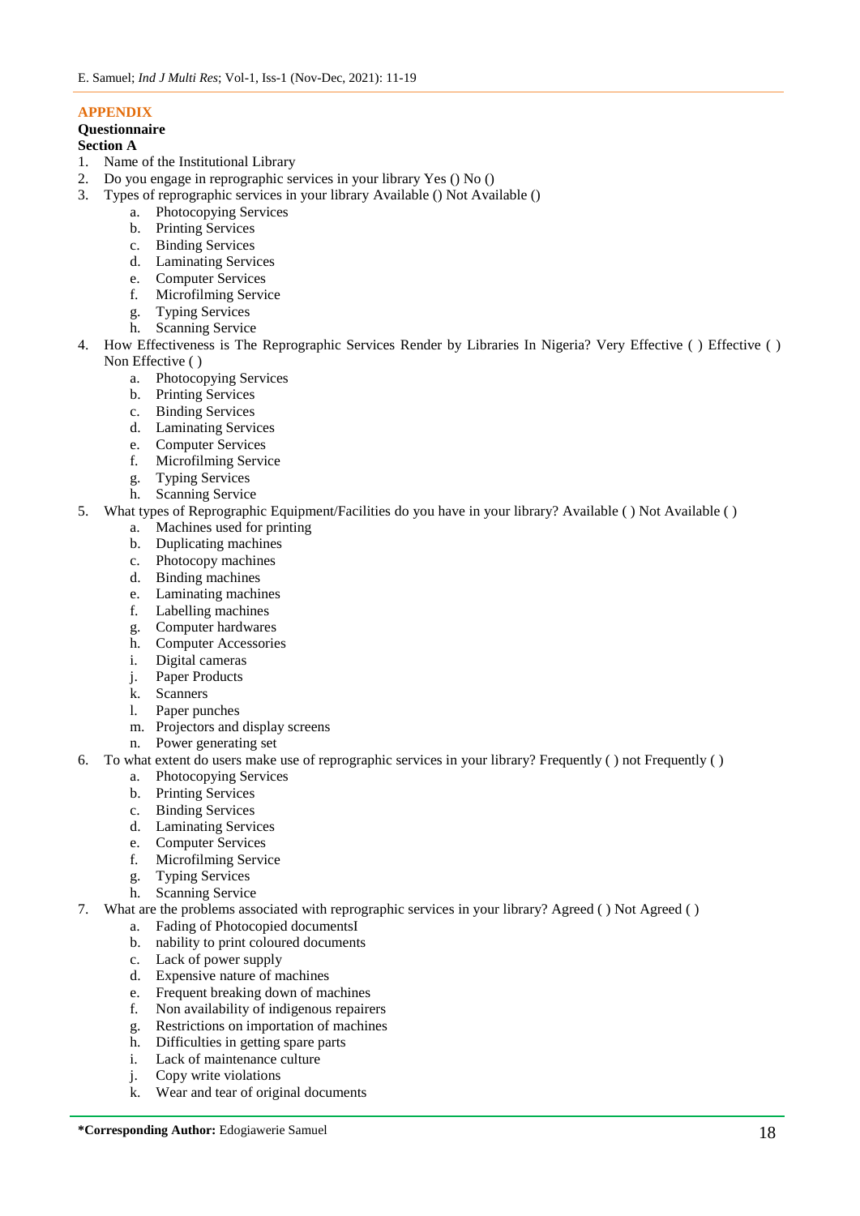## APPENDIX

**Questionnaire**

**Section A**

1. Name of the Institutional Library
2. Do you engage in reprographic services in your library Yes () No ()
3. Types of reprographic services in your library Available () Not Available ()
    a. Photocopying Services
    b. Printing Services
    c. Binding Services
    d. Laminating Services
    e. Computer Services
    f. Microfilming Service
    g. Typing Services
    h. Scanning Service
4. How Effectiveness is The Reprographic Services Render by Libraries In Nigeria? Very Effective ( ) Effective ( ) Non Effective ( )
    a. Photocopying Services
    b. Printing Services
    c. Binding Services
    d. Laminating Services
    e. Computer Services
    f. Microfilming Service
    g. Typing Services
    h. Scanning Service
5. What types of Reprographic Equipment/Facilities do you have in your library? Available ( ) Not Available ( )
    a. Machines used for printing
    b. Duplicating machines
    c. Photocopy machines
    d. Binding machines
    e. Laminating machines
    f. Labelling machines
    g. Computer hardwares
    h. Computer Accessories
    i. Digital cameras
    j. Paper Products
    k. Scanners
    l. Paper punches
    m. Projectors and display screens
    n. Power generating set
6. To what extent do users make use of reprographic services in your library? Frequently ( ) not Frequently ( )
    a. Photocopying Services
    b. Printing Services
    c. Binding Services
    d. Laminating Services
    e. Computer Services
    f. Microfilming Service
    g. Typing Services
    h. Scanning Service
7. What are the problems associated with reprographic services in your library? Agreed ( ) Not Agreed ( )
    a. Fading of Photocopied documentsI
    b. nability to print coloured documents
    c. Lack of power supply
    d. Expensive nature of machines
    e. Frequent breaking down of machines
    f. Non availability of indigenous repairers
    g. Restrictions on importation of machines
    h. Difficulties in getting spare parts
    i. Lack of maintenance culture
    j. Copy write violations
    k. Wear and tear of original documents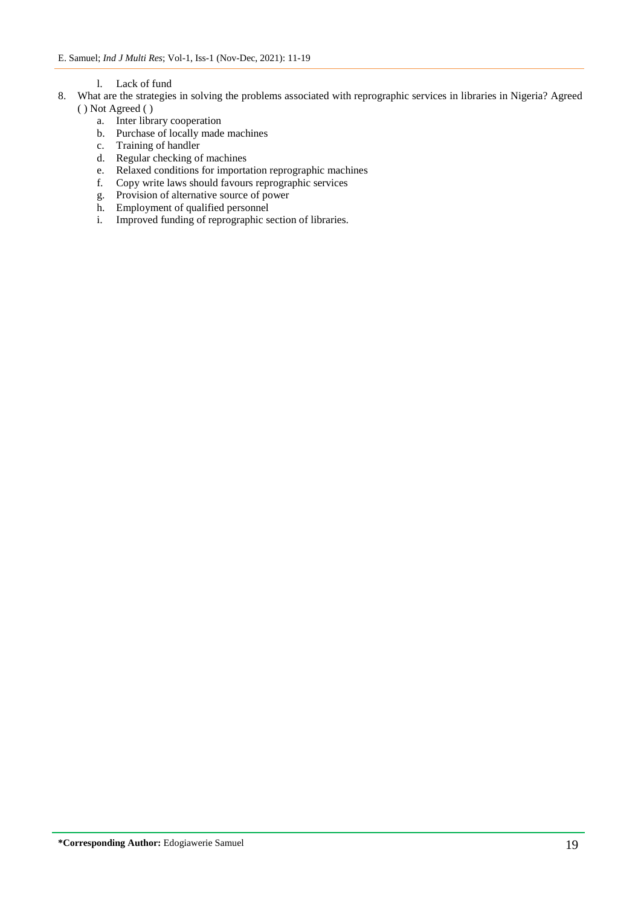l. Lack of fund

8. What are the strategies in solving the problems associated with reprographic services in libraries in Nigeria? Agreed ( ) Not Agreed ( )
    a. Inter library cooperation
    b. Purchase of locally made machines
    c. Training of handler
    d. Regular checking of machines
    e. Relaxed conditions for importation reprographic machines
    f. Copy write laws should favours reprographic services
    g. Provision of alternative source of power
    h. Employment of qualified personnel
    i. Improved funding of reprographic section of libraries.

**\*Corresponding Author:** Edogiawerie Samuel